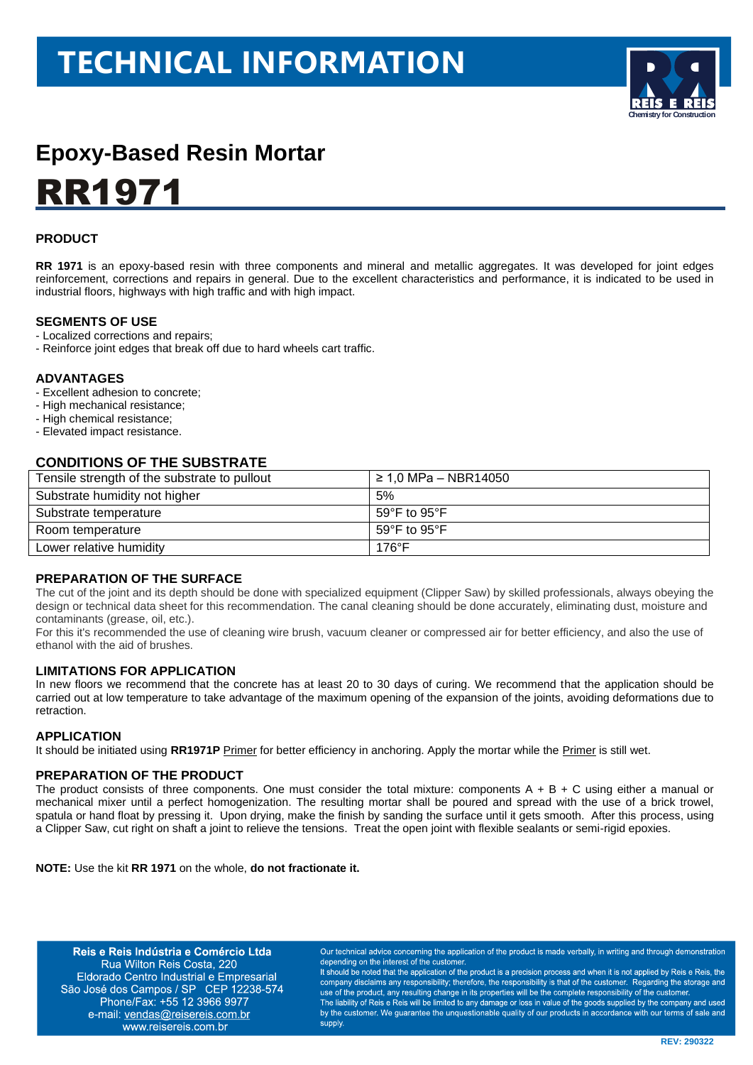# TECHNICAL INFORMATION

## Epoxy-Based Resin Mortar

# RR1971

### PRODUCT

**RR 1971** is an epoxy-based resin with three components and mineral and metallic aggregates. It was developed for joint edges reinforcement, corrections and repairs in general. Due to the excellent characteristics and performance, it is indicated to be used in industrial floors, highways with high traffic and with high impact.

### SEGMENTS OF USE

- Localized corrections and repairs;
- Reinforce joint edges that break off due to hard wheels cart traffic.

### ADVANTAGES

- Excellent adhesion to concrete;
- High mechanical resistance;
- High chemical resistance;
- Elevated impact resistance.

### CONDITIONS OF THE SUBSTRATE

| Tensile strength of the substrate to pullout | ≥ 1,0 MPa – NBR14050 |
|---|---|
| Substrate humidity not higher | 5% |
| Substrate temperature | 59°F to 95°F |
| Room temperature | 59°F to 95°F |
| Lower relative humidity | 176°F |

### PREPARATION OF THE SURFACE

The cut of the joint and its depth should be done with specialized equipment (Clipper Saw) by skilled professionals, always obeying the design or technical data sheet for this recommendation. The canal cleaning should be done accurately, eliminating dust, moisture and contaminants (grease, oil, etc.).

For this it's recommended the use of cleaning wire brush, vacuum cleaner or compressed air for better efficiency, and also the use of ethanol with the aid of brushes.

### LIMITATIONS FOR APPLICATION

In new floors we recommend that the concrete has at least 20 to 30 days of curing. We recommend that the application should be carried out at low temperature to take advantage of the maximum opening of the expansion of the joints, avoiding deformations due to retraction.

### APPLICATION

It should be initiated using **RR1971P** Primer for better efficiency in anchoring. Apply the mortar while the Primer is still wet.

### PREPARATION OF THE PRODUCT

The product consists of three components. One must consider the total mixture: components A + B + C using either a manual or mechanical mixer until a perfect homogenization. The resulting mortar shall be poured and spread with the use of a brick trowel, spatula or hand float by pressing it. Upon drying, make the finish by sanding the surface until it gets smooth. After this process, using a Clipper Saw, cut right on shaft a joint to relieve the tensions. Treat the open joint with flexible sealants or semi-rigid epoxies.

**NOTE:** Use the kit **RR 1971** on the whole, **do not fractionate it.**

**Reis e Reis Indústria e Comércio Ltda**
Rua Wilton Reis Costa, 220
Eldorado Centro Industrial e Empresarial
São José dos Campos / SP CEP 12238-574
Phone/Fax: +55 12 3966 9977
e-mail: vendas@reisereis.com.br
www.reisereis.com.br

Our technical advice concerning the application of the product is made verbally, in writing and through demonstration depending on the interest of the customer.
It should be noted that the application of the product is a precision process and when it is not applied by Reis e Reis, the company disclaims any responsibility; therefore, the responsibility is that of the customer. Regarding the storage and use of the product, any resulting change in its properties will be the complete responsibility of the customer.
The liability of Reis e Reis will be limited to any damage or loss in value of the goods supplied by the company and used by the customer. We guarantee the unquestionable quality of our products in accordance with our terms of sale and supply.

REV: 290322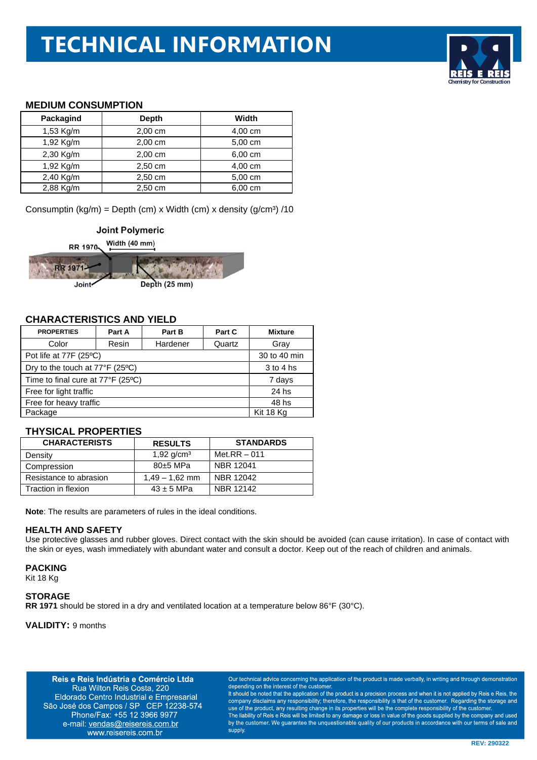# TECHNICAL INFORMATION

## MEDIUM CONSUMPTION

| Packagind | Depth | Width |
|---|---|---|
| 1,53 Kg/m | 2,00 cm | 4,00 cm |
| 1,92 Kg/m | 2,00 cm | 5,00 cm |
| 2,30 Kg/m | 2,00 cm | 6,00 cm |
| 1,92 Kg/m | 2,50 cm | 4,00 cm |
| 2,40 Kg/m | 2,50 cm | 5,00 cm |
| 2,88 Kg/m | 2,50 cm | 6,00 cm |

Consumptin (kg/m) = Depth (cm) x Width (cm) x density (g/cm³) /10

Joint Polymeric

RR 1970

Width (40 mm)

RR 1971

Joint

Depth (25 mm)

## CHARACTERISTICS AND YIELD

| PROPERTIES | Part A | Part B | Part C | Mixture |
|---|---|---|---|---|
| Color | Resin | Hardener | Quartz | Gray |
| Pot life at 77F (25ºC) | | | | 30 to 40 min |
| Dry to the touch at 77°F (25ºC) | | | | 3 to 4 hs |
| Time to final cure at 77°F (25ºC) | | | | 7 days |
| Free for light traffic | | | | 24 hs |
| Free for heavy traffic | | | | 48 hs |
| Package | | | | Kit 18 Kg |

## THYSICAL PROPERTIES

| CHARACTERISTS | RESULTS | STANDARDS |
|---|---|---|
| Density | 1,92 g/cm³ | Met.RR – 011 |
| Compression | 80±5 MPa | NBR 12041 |
| Resistance to abrasion | 1,49 – 1,62 mm | NBR 12042 |
| Traction in flexion | 43 ± 5 MPa | NBR 12142 |

**Note**: The results are parameters of rules in the ideal conditions.

## HEALTH AND SAFETY

Use protective glasses and rubber gloves. Direct contact with the skin should be avoided (can cause irritation). In case of contact with the skin or eyes, wash immediately with abundant water and consult a doctor. Keep out of the reach of children and animals.

## PACKING

Kit 18 Kg

## STORAGE

**RR 1971** should be stored in a dry and ventilated location at a temperature below 86°F (30°C).

**VALIDITY:** 9 months

**Reis e Reis Indústria e Comércio Ltda**
Rua Wilton Reis Costa, 220
Eldorado Centro Industrial e Empresarial
São José dos Campos / SP CEP 12238-574
Phone/Fax: +55 12 3966 9977
e-mail: vendas@reisereis.com.br
www.reisereis.com.br

Our technical advice concerning the application of the product is made verbally, in writing and through demonstration depending on the interest of the customer.
It should be noted that the application of the product is a precision process and when it is not applied by Reis e Reis, the company disclaims any responsibility; therefore, the responsibility is that of the customer. Regarding the storage and use of the product, any resulting change in its properties will be the complete responsibility of the customer.
The liability of Reis e Reis will be limited to any damage or loss in value of the goods supplied by the company and used by the customer. We guarantee the unquestionable quality of our products in accordance with our terms of sale and supply.

REV: 290322